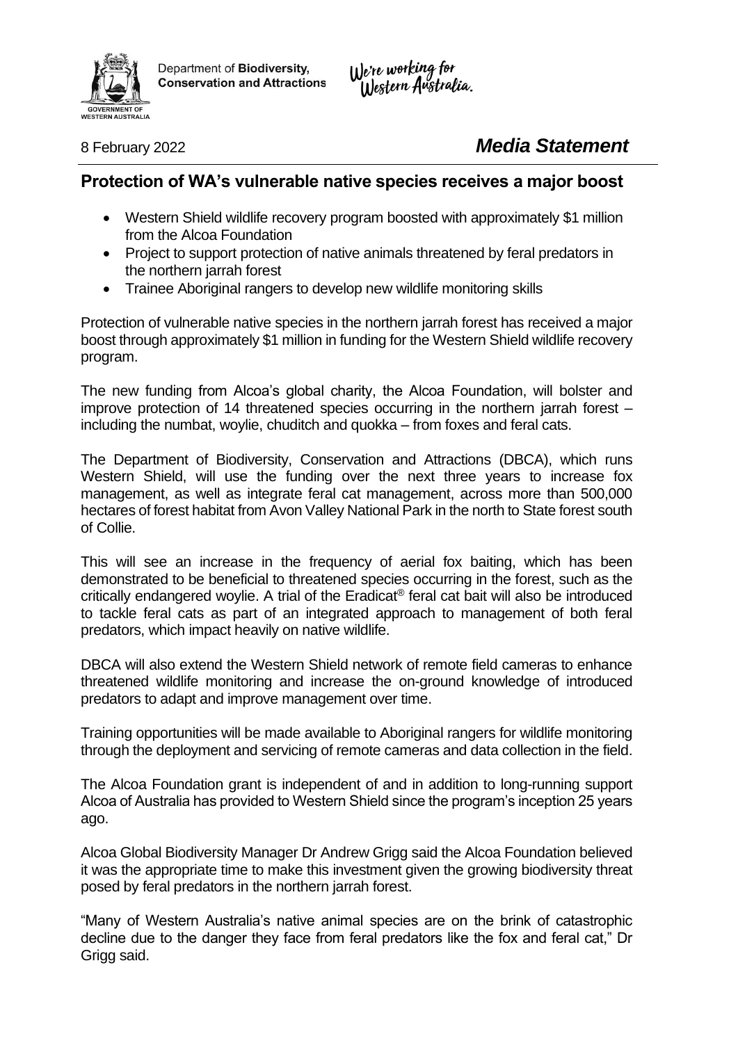Department of **Biodiversity, Conservation and Attractions**

*We're working for Western Australia.*

8 February 2022

***Media Statement***

## Protection of WA's vulnerable native species receives a major boost

- Western Shield wildlife recovery program boosted with approximately $1 million from the Alcoa Foundation
- Project to support protection of native animals threatened by feral predators in the northern jarrah forest
- Trainee Aboriginal rangers to develop new wildlife monitoring skills

Protection of vulnerable native species in the northern jarrah forest has received a major boost through approximately $1 million in funding for the Western Shield wildlife recovery program.

The new funding from Alcoa's global charity, the Alcoa Foundation, will bolster and improve protection of 14 threatened species occurring in the northern jarrah forest – including the numbat, woylie, chuditch and quokka – from foxes and feral cats.

The Department of Biodiversity, Conservation and Attractions (DBCA), which runs Western Shield, will use the funding over the next three years to increase fox management, as well as integrate feral cat management, across more than 500,000 hectares of forest habitat from Avon Valley National Park in the north to State forest south of Collie.

This will see an increase in the frequency of aerial fox baiting, which has been demonstrated to be beneficial to threatened species occurring in the forest, such as the critically endangered woylie. A trial of the Eradicat® feral cat bait will also be introduced to tackle feral cats as part of an integrated approach to management of both feral predators, which impact heavily on native wildlife.

DBCA will also extend the Western Shield network of remote field cameras to enhance threatened wildlife monitoring and increase the on-ground knowledge of introduced predators to adapt and improve management over time.

Training opportunities will be made available to Aboriginal rangers for wildlife monitoring through the deployment and servicing of remote cameras and data collection in the field.

The Alcoa Foundation grant is independent of and in addition to long-running support Alcoa of Australia has provided to Western Shield since the program's inception 25 years ago.

Alcoa Global Biodiversity Manager Dr Andrew Grigg said the Alcoa Foundation believed it was the appropriate time to make this investment given the growing biodiversity threat posed by feral predators in the northern jarrah forest.

"Many of Western Australia's native animal species are on the brink of catastrophic decline due to the danger they face from feral predators like the fox and feral cat," Dr Grigg said.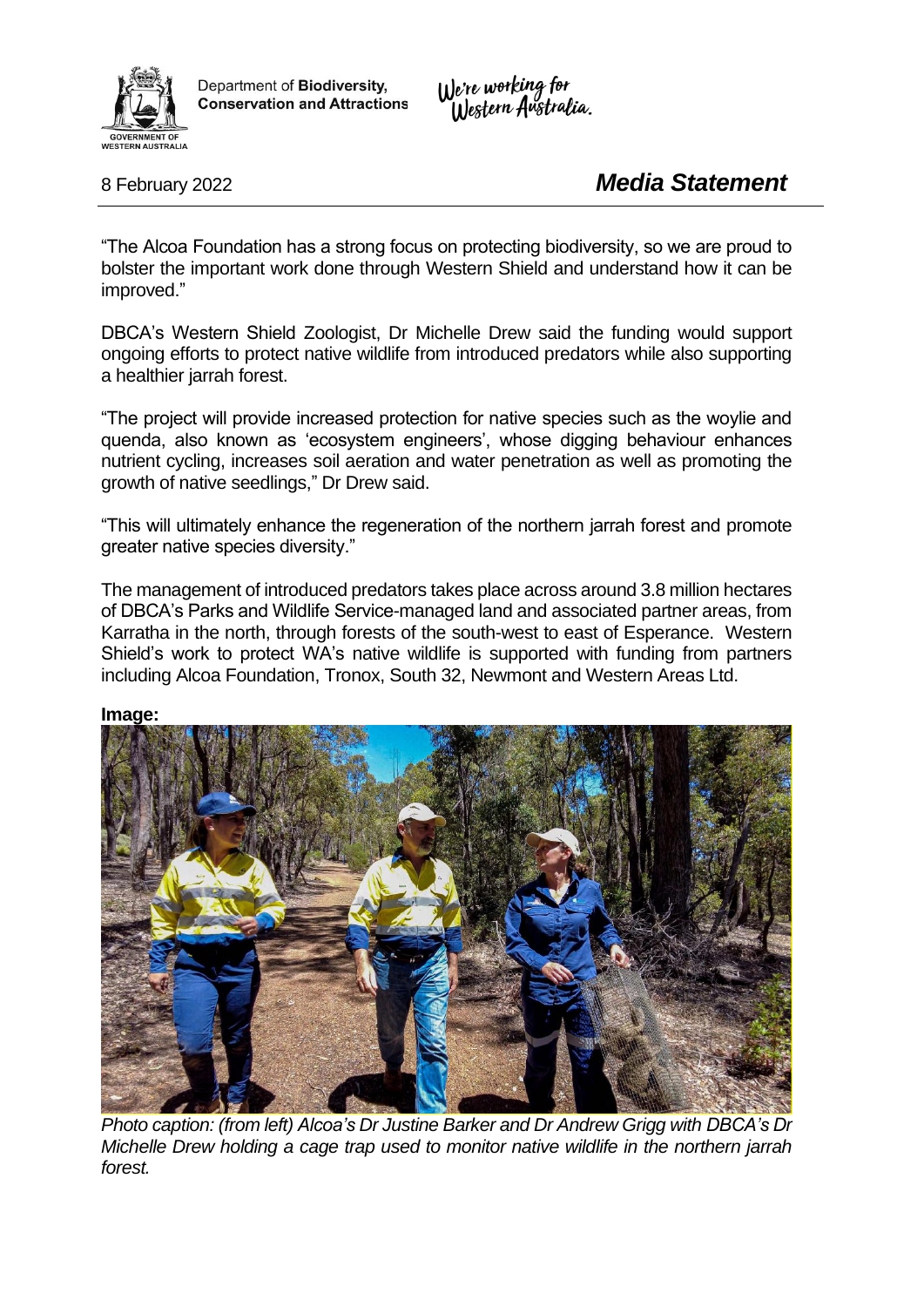“The Alcoa Foundation has a strong focus on protecting biodiversity, so we are proud to bolster the important work done through Western Shield and understand how it can be improved.”

DBCA’s Western Shield Zoologist, Dr Michelle Drew said the funding would support ongoing efforts to protect native wildlife from introduced predators while also supporting a healthier jarrah forest.

“The project will provide increased protection for native species such as the woylie and quenda, also known as ‘ecosystem engineers’, whose digging behaviour enhances nutrient cycling, increases soil aeration and water penetration as well as promoting the growth of native seedlings,” Dr Drew said.

“This will ultimately enhance the regeneration of the northern jarrah forest and promote greater native species diversity.”

The management of introduced predators takes place across around 3.8 million hectares of DBCA’s Parks and Wildlife Service-managed land and associated partner areas, from Karratha in the north, through forests of the south-west to east of Esperance. Western Shield’s work to protect WA’s native wildlife is supported with funding from partners including Alcoa Foundation, Tronox, South 32, Newmont and Western Areas Ltd.

**Image:**

*Photo caption: (from left) Alcoa’s Dr Justine Barker and Dr Andrew Grigg with DBCA’s Dr Michelle Drew holding a cage trap used to monitor native wildlife in the northern jarrah forest.*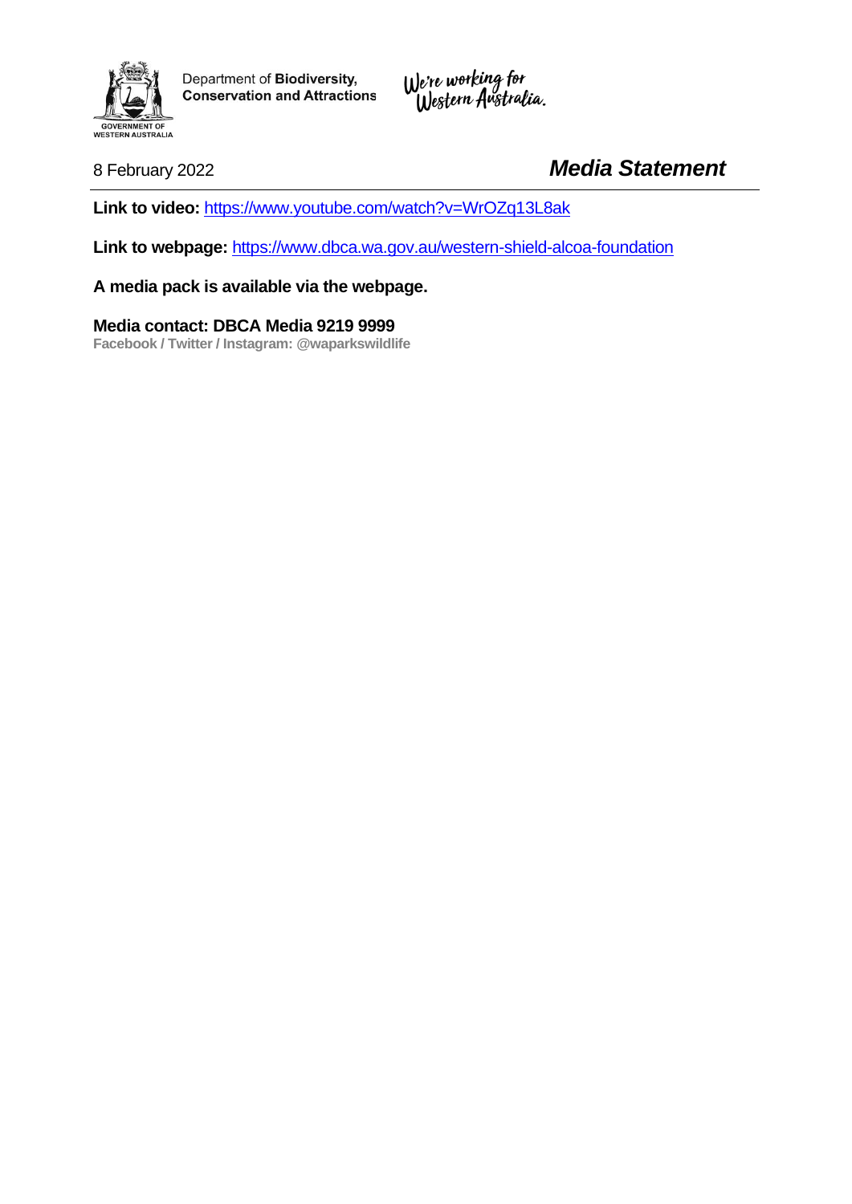Department of **Biodiversity, Conservation and Attractions**

We're working for Western Australia.

8 February 2022

***Media Statement***

**Link to video:** https://www.youtube.com/watch?v=WrOZq13L8ak

**Link to webpage:** https://www.dbca.wa.gov.au/western-shield-alcoa-foundation

**A media pack is available via the webpage.**

**Media contact: DBCA Media 9219 9999**

**Facebook / Twitter / Instagram: @waparkswildlife**